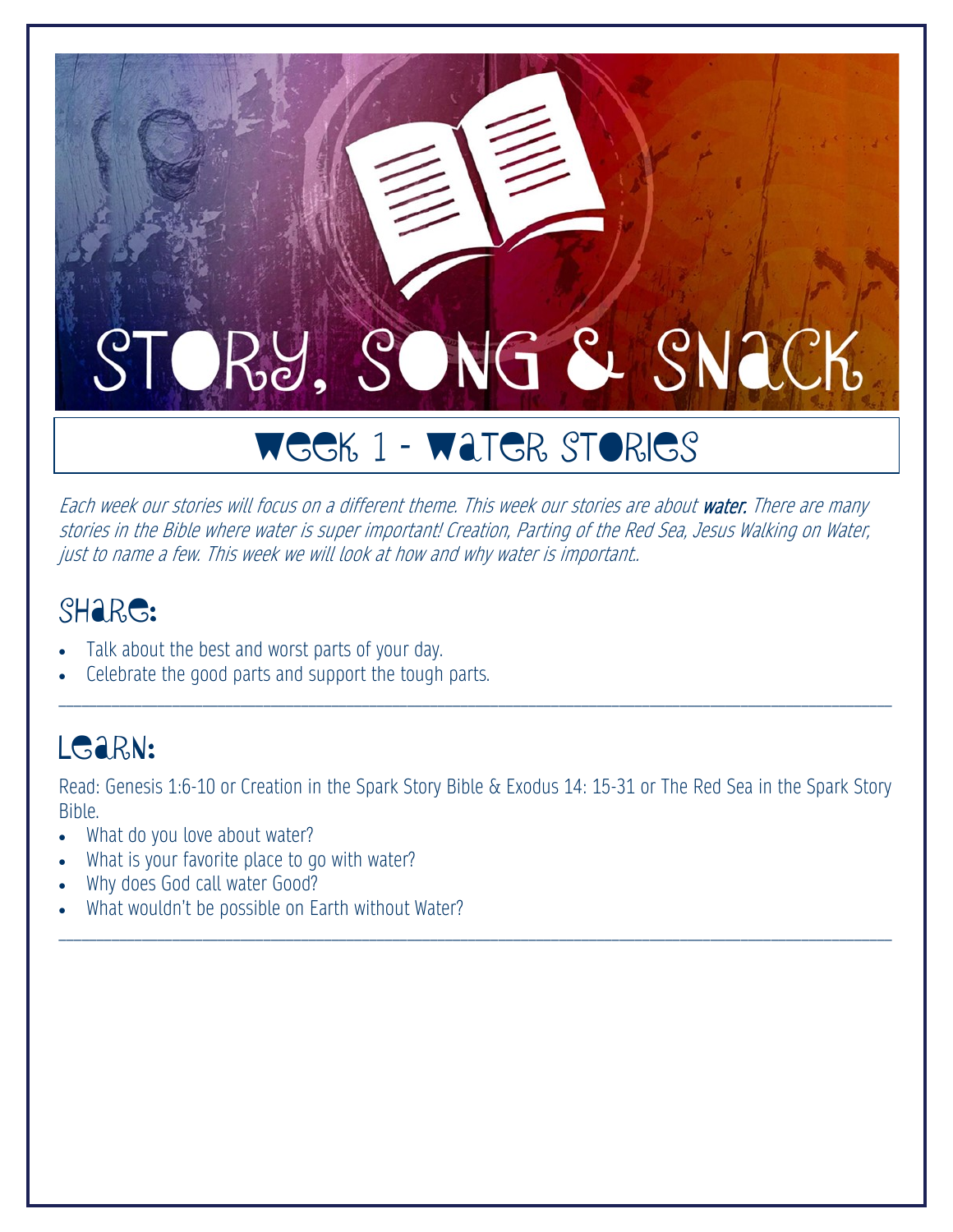# Story, Song & Snack

## Week 1 - Water Stories

*Each week our stories will focus on a different theme. This week our stories are about* ***water.*** *There are many stories in the Bible where water is super important! Creation, Parting of the Red Sea, Jesus Walking on Water, just to name a few. This week we will look at how and why water is important..*

## Share:

- Talk about the best and worst parts of your day.
- Celebrate the good parts and support the tough parts.

---

## Learn:

Read: Genesis 1:6-10 or Creation in the Spark Story Bible & Exodus 14: 15-31 or The Red Sea in the Spark Story Bible.

- What do you love about water?
- What is your favorite place to go with water?
- Why does God call water Good?
- What wouldn't be possible on Earth without Water?

---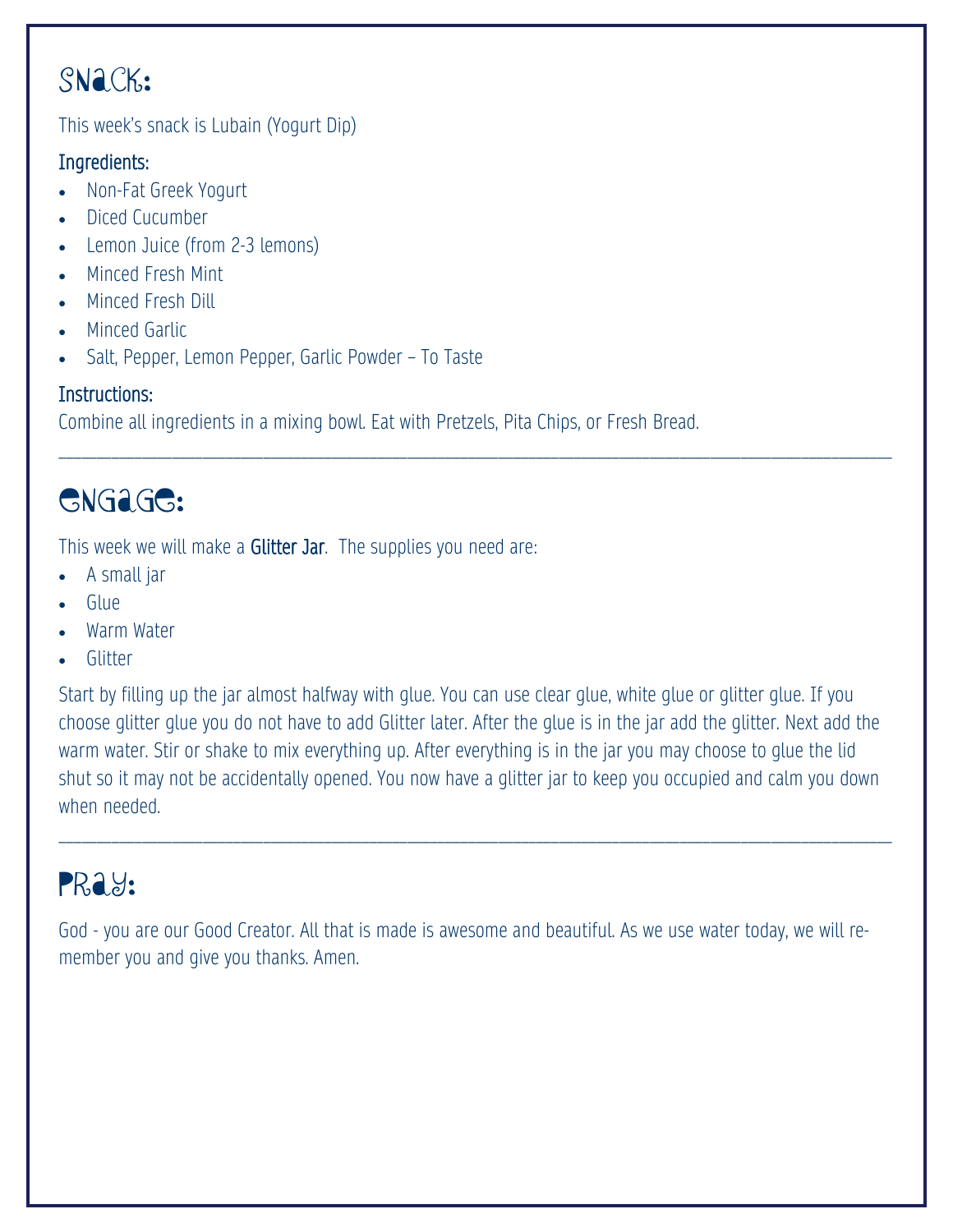## Snack:

This week's snack is Lubain (Yogurt Dip)

### Ingredients:

- Non-Fat Greek Yogurt
- Diced Cucumber
- Lemon Juice (from 2-3 lemons)
- Minced Fresh Mint
- Minced Fresh Dill
- Minced Garlic
- Salt, Pepper, Lemon Pepper, Garlic Powder – To Taste

### Instructions:

Combine all ingredients in a mixing bowl. Eat with Pretzels, Pita Chips, or Fresh Bread.

---

## Engage:

This week we will make a **Glitter Jar**. The supplies you need are:

- A small jar
- Glue
- Warm Water
- Glitter

Start by filling up the jar almost halfway with glue. You can use clear glue, white glue or glitter glue. If you choose glitter glue you do not have to add Glitter later. After the glue is in the jar add the glitter. Next add the warm water. Stir or shake to mix everything up. After everything is in the jar you may choose to glue the lid shut so it may not be accidentally opened. You now have a glitter jar to keep you occupied and calm you down when needed.

---

## Pray:

God - you are our Good Creator. All that is made is awesome and beautiful. As we use water today, we will remember you and give you thanks. Amen.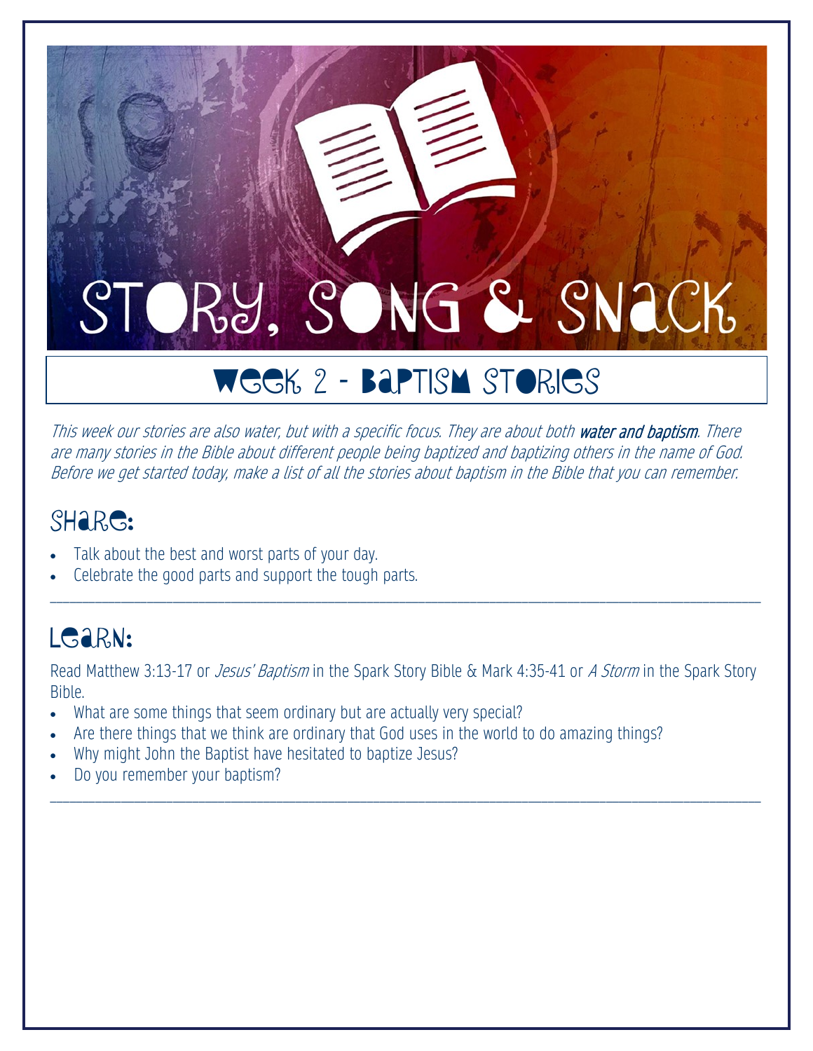# Story, Song & Snack

## Week 2 - Baptism Stories

*This week our stories are also water, but with a specific focus. They are about both **water and baptism**. There are many stories in the Bible about different people being baptized and baptizing others in the name of God. Before we get started today, make a list of all the stories about baptism in the Bible that you can remember.*

## Share:

- Talk about the best and worst parts of your day.
- Celebrate the good parts and support the tough parts.

---

## Learn:

Read Matthew 3:13-17 or *Jesus' Baptism* in the Spark Story Bible & Mark 4:35-41 or *A Storm* in the Spark Story Bible.

- What are some things that seem ordinary but are actually very special?
- Are there things that we think are ordinary that God uses in the world to do amazing things?
- Why might John the Baptist have hesitated to baptize Jesus?
- Do you remember your baptism?

---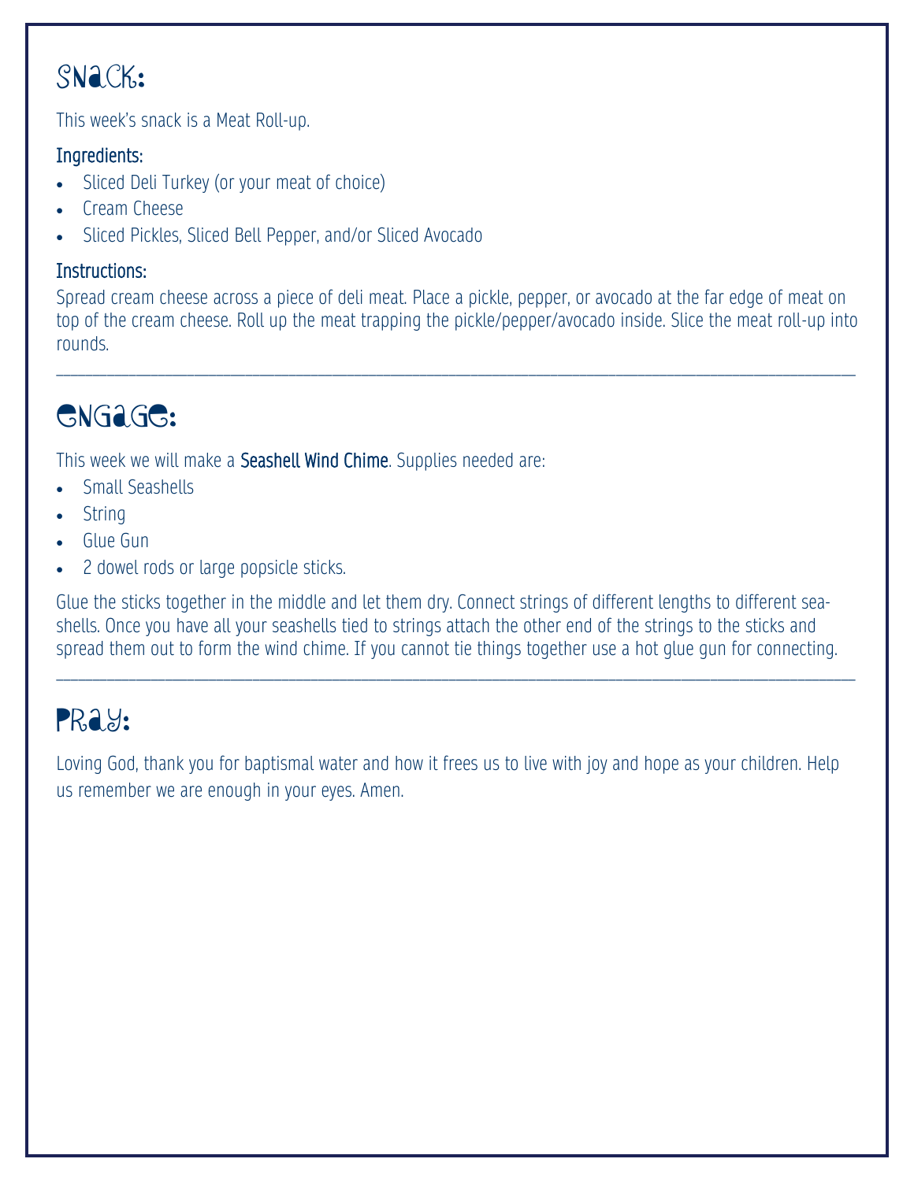## Snack:

This week's snack is a Meat Roll-up.

### Ingredients:

- Sliced Deli Turkey (or your meat of choice)
- Cream Cheese
- Sliced Pickles, Sliced Bell Pepper, and/or Sliced Avocado

### Instructions:

Spread cream cheese across a piece of deli meat. Place a pickle, pepper, or avocado at the far edge of meat on top of the cream cheese. Roll up the meat trapping the pickle/pepper/avocado inside. Slice the meat roll-up into rounds.

---

## Engage:

This week we will make a **Seashell Wind Chime**. Supplies needed are:

- Small Seashells
- String
- Glue Gun
- 2 dowel rods or large popsicle sticks.

Glue the sticks together in the middle and let them dry. Connect strings of different lengths to different sea-shells. Once you have all your seashells tied to strings attach the other end of the strings to the sticks and spread them out to form the wind chime. If you cannot tie things together use a hot glue gun for connecting.

---

## Pray:

Loving God, thank you for baptismal water and how it frees us to live with joy and hope as your children. Help us remember we are enough in your eyes. Amen.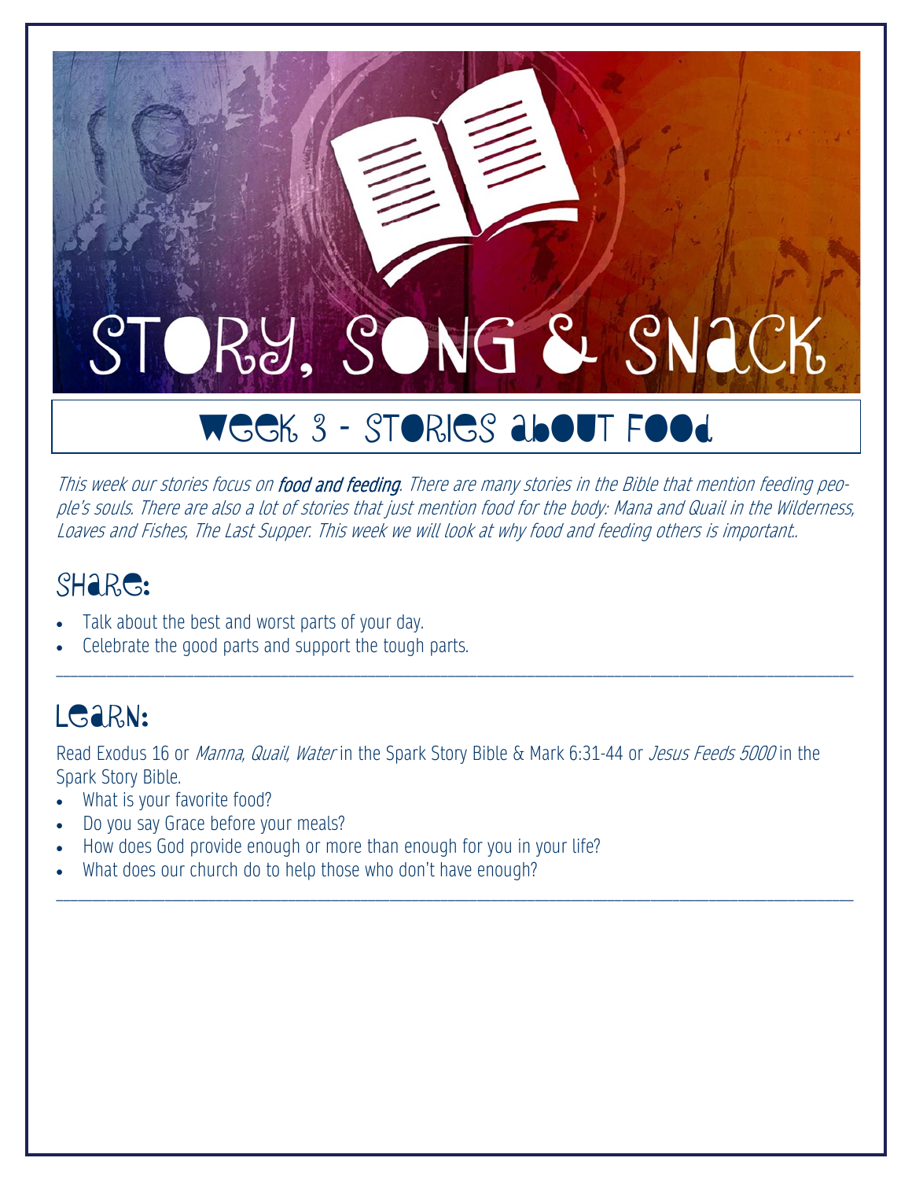# Story, Song & Snack

## Week 3 - Stories about Food

*This week our stories focus on* ***food and feeding****. There are many stories in the Bible that mention feeding people's souls. There are also a lot of stories that just mention food for the body: Mana and Quail in the Wilderness, Loaves and Fishes, The Last Supper. This week we will look at why food and feeding others is important..*

## Share:

- Talk about the best and worst parts of your day.
- Celebrate the good parts and support the tough parts.

---

## Learn:

Read Exodus 16 or *Manna, Quail, Water* in the Spark Story Bible & Mark 6:31-44 or *Jesus Feeds 5000* in the Spark Story Bible.

- What is your favorite food?
- Do you say Grace before your meals?
- How does God provide enough or more than enough for you in your life?
- What does our church do to help those who don't have enough?

---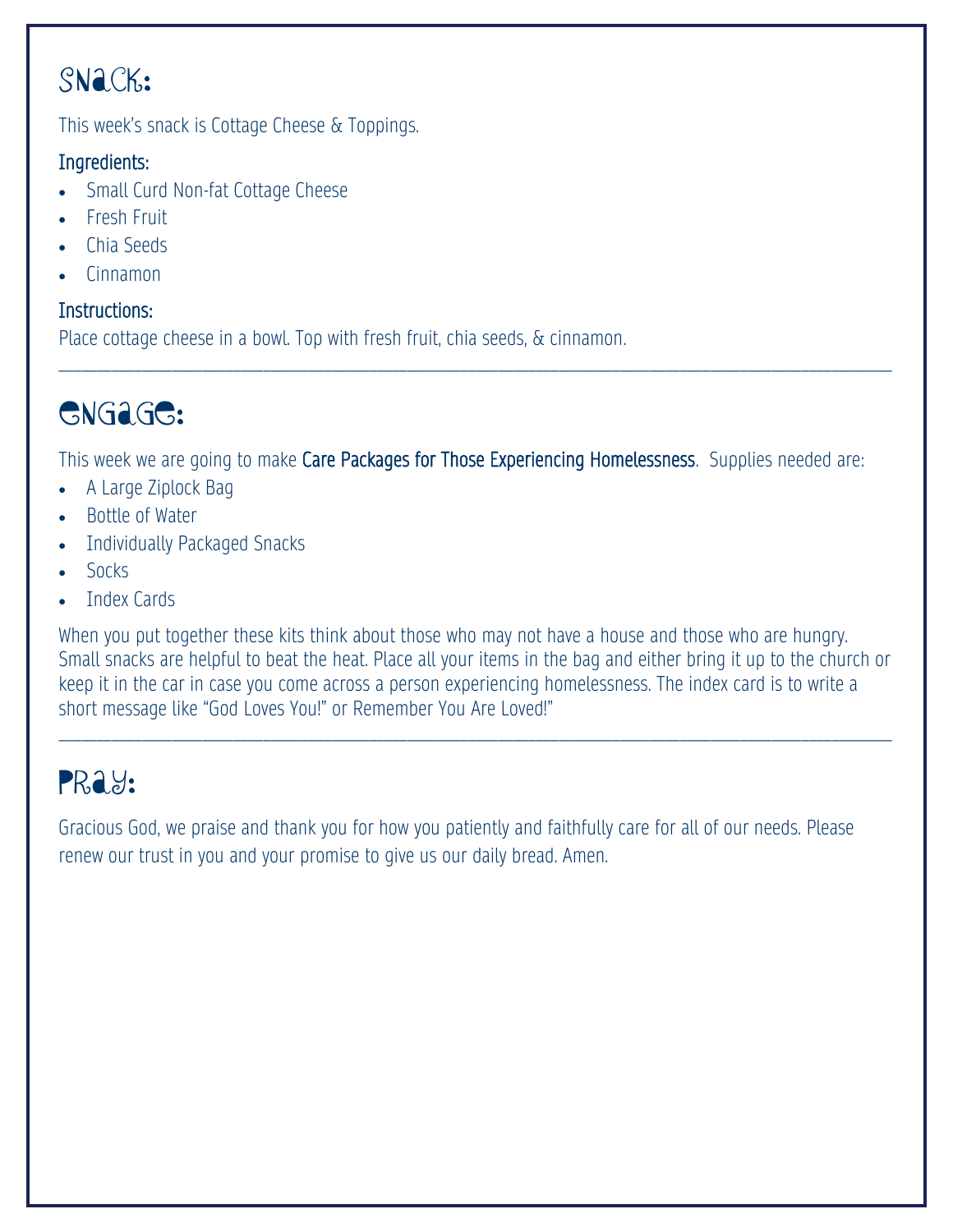## Snack:

This week's snack is Cottage Cheese & Toppings.

### Ingredients:

- Small Curd Non-fat Cottage Cheese
- Fresh Fruit
- Chia Seeds
- Cinnamon

### Instructions:

Place cottage cheese in a bowl. Top with fresh fruit, chia seeds, & cinnamon.

---

## Engage:

This week we are going to make Care Packages for Those Experiencing Homelessness. Supplies needed are:

- A Large Ziplock Bag
- Bottle of Water
- Individually Packaged Snacks
- Socks
- Index Cards

When you put together these kits think about those who may not have a house and those who are hungry. Small snacks are helpful to beat the heat. Place all your items in the bag and either bring it up to the church or keep it in the car in case you come across a person experiencing homelessness. The index card is to write a short message like "God Loves You!" or Remember You Are Loved!"

---

## Pray:

Gracious God, we praise and thank you for how you patiently and faithfully care for all of our needs. Please renew our trust in you and your promise to give us our daily bread. Amen.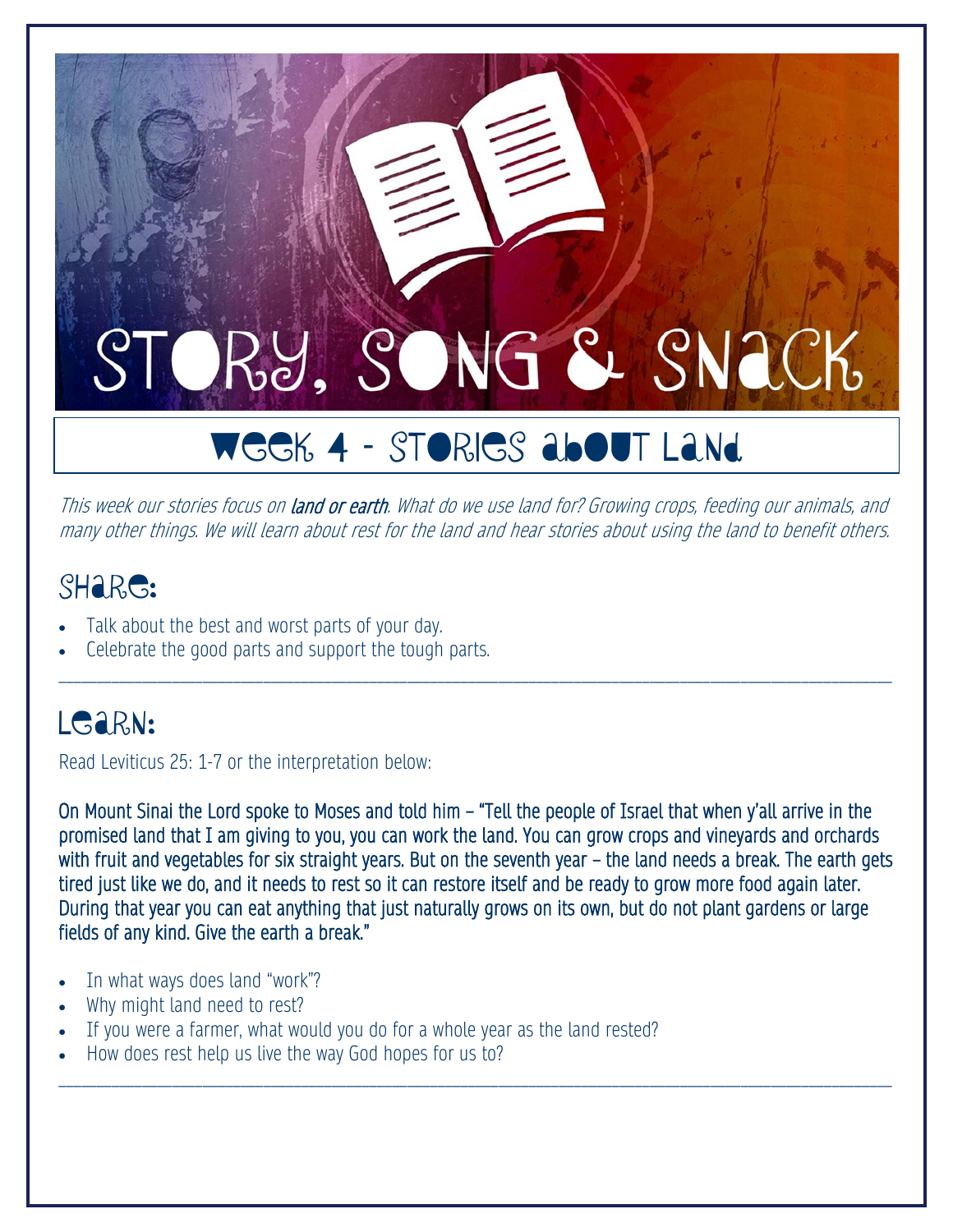# STORY, SONG & SNACK

## WEEK 4 - STORIES ABOUT LAND

*This week our stories focus on* ***land or earth****. What do we use land for? Growing crops, feeding our animals, and many other things. We will learn about rest for the land and hear stories about using the land to benefit others.*

## SHARE:

- Talk about the best and worst parts of your day.
- Celebrate the good parts and support the tough parts.

---

## LEARN:

Read Leviticus 25: 1-7 or the interpretation below:

On Mount Sinai the Lord spoke to Moses and told him – "Tell the people of Israel that when y'all arrive in the promised land that I am giving to you, you can work the land. You can grow crops and vineyards and orchards with fruit and vegetables for six straight years. But on the seventh year – the land needs a break. The earth gets tired just like we do, and it needs to rest so it can restore itself and be ready to grow more food again later. During that year you can eat anything that just naturally grows on its own, but do not plant gardens or large fields of any kind. Give the earth a break."

- In what ways does land "work"?
- Why might land need to rest?
- If you were a farmer, what would you do for a whole year as the land rested?
- How does rest help us live the way God hopes for us to?

---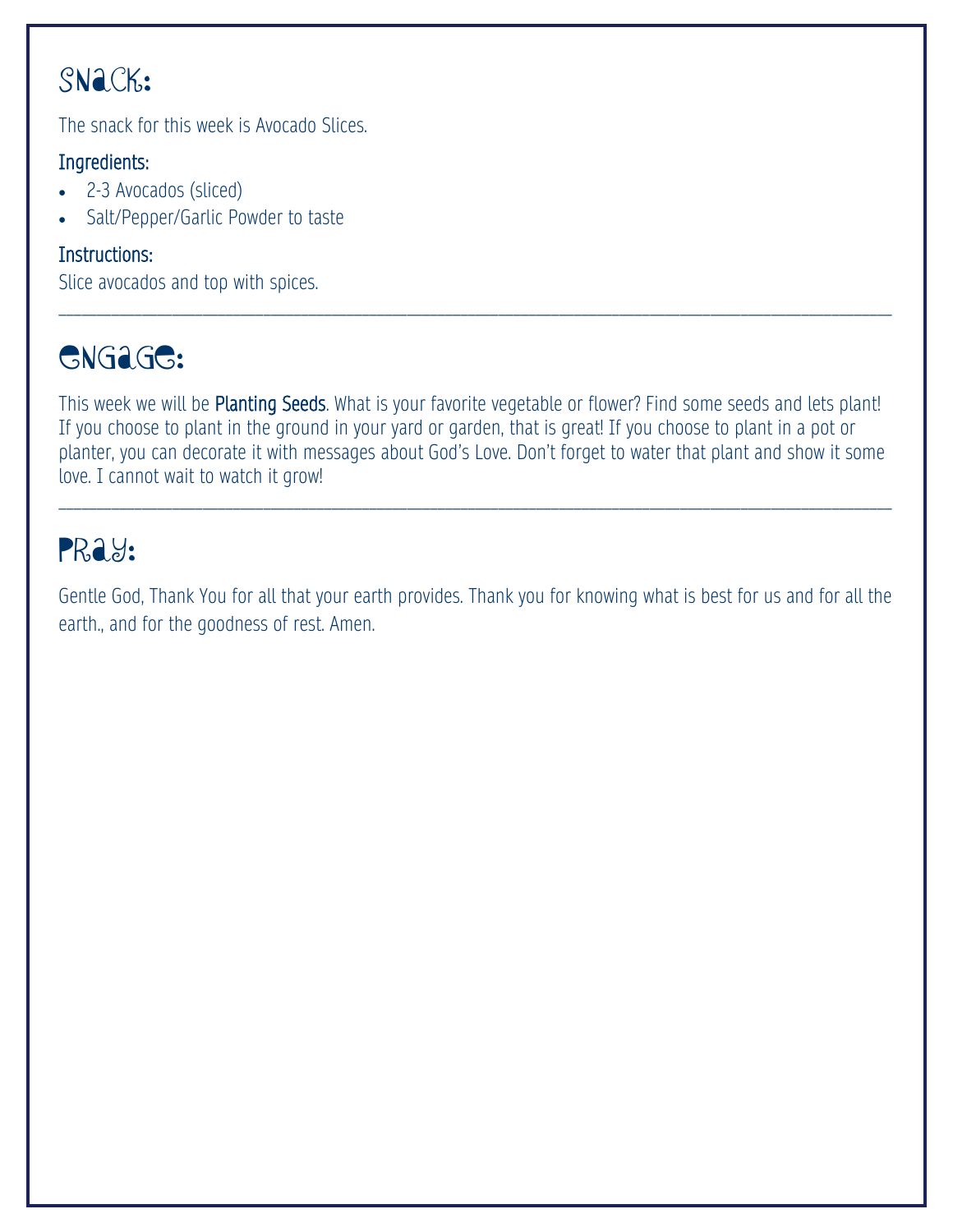## Snack:

The snack for this week is Avocado Slices.

### Ingredients:

- 2-3 Avocados (sliced)
- Salt/Pepper/Garlic Powder to taste

### Instructions:

Slice avocados and top with spices.

---

## Engage:

This week we will be **Planting Seeds**. What is your favorite vegetable or flower? Find some seeds and lets plant! If you choose to plant in the ground in your yard or garden, that is great! If you choose to plant in a pot or planter, you can decorate it with messages about God's Love. Don't forget to water that plant and show it some love. I cannot wait to watch it grow!

---

## Pray:

Gentle God, Thank You for all that your earth provides. Thank you for knowing what is best for us and for all the earth., and for the goodness of rest. Amen.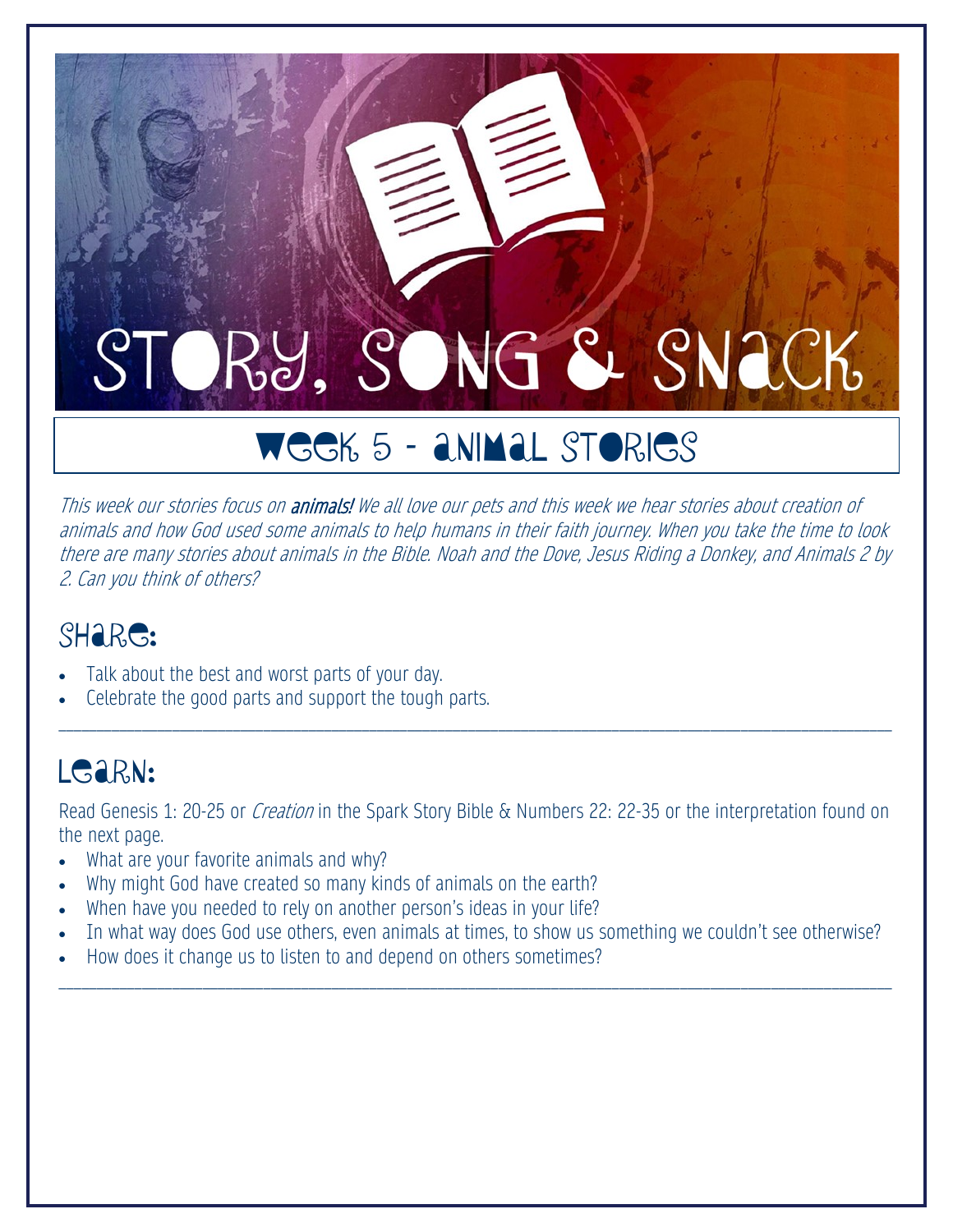# Story, Song & Snack

## Week 5 - Animal Stories

*This week our stories focus on **animals!** We all love our pets and this week we hear stories about creation of animals and how God used some animals to help humans in their faith journey. When you take the time to look there are many stories about animals in the Bible. Noah and the Dove, Jesus Riding a Donkey, and Animals 2 by 2. Can you think of others?*

## Share:

- Talk about the best and worst parts of your day.
- Celebrate the good parts and support the tough parts.

---

## Learn:

Read Genesis 1: 20-25 or *Creation* in the Spark Story Bible & Numbers 22: 22-35 or the interpretation found on the next page.

- What are your favorite animals and why?
- Why might God have created so many kinds of animals on the earth?
- When have you needed to rely on another person's ideas in your life?
- In what way does God use others, even animals at times, to show us something we couldn't see otherwise?
- How does it change us to listen to and depend on others sometimes?

---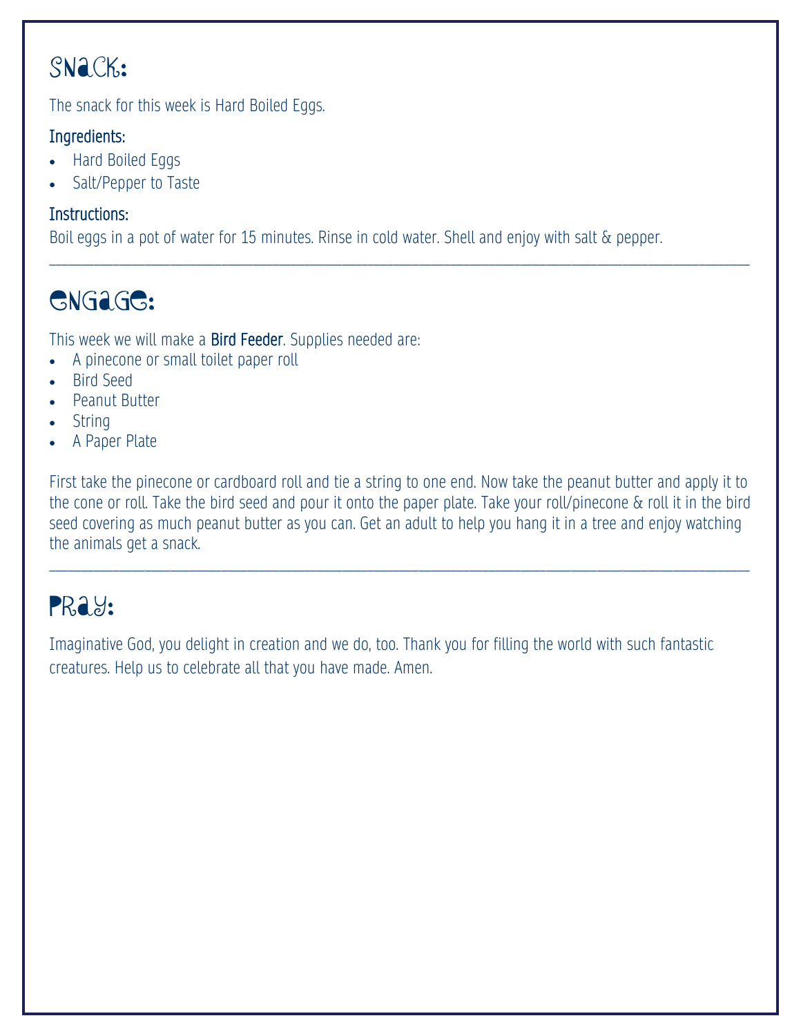## Snack:

The snack for this week is Hard Boiled Eggs.

### Ingredients:

- Hard Boiled Eggs
- Salt/Pepper to Taste

### Instructions:

Boil eggs in a pot of water for 15 minutes. Rinse in cold water. Shell and enjoy with salt & pepper.

---

## Engage:

This week we will make a **Bird Feeder**. Supplies needed are:

- A pinecone or small toilet paper roll
- Bird Seed
- Peanut Butter
- String
- A Paper Plate

First take the pinecone or cardboard roll and tie a string to one end. Now take the peanut butter and apply it to the cone or roll. Take the bird seed and pour it onto the paper plate. Take your roll/pinecone & roll it in the bird seed covering as much peanut butter as you can. Get an adult to help you hang it in a tree and enjoy watching the animals get a snack.

---

## Pray:

Imaginative God, you delight in creation and we do, too. Thank you for filling the world with such fantastic creatures. Help us to celebrate all that you have made. Amen.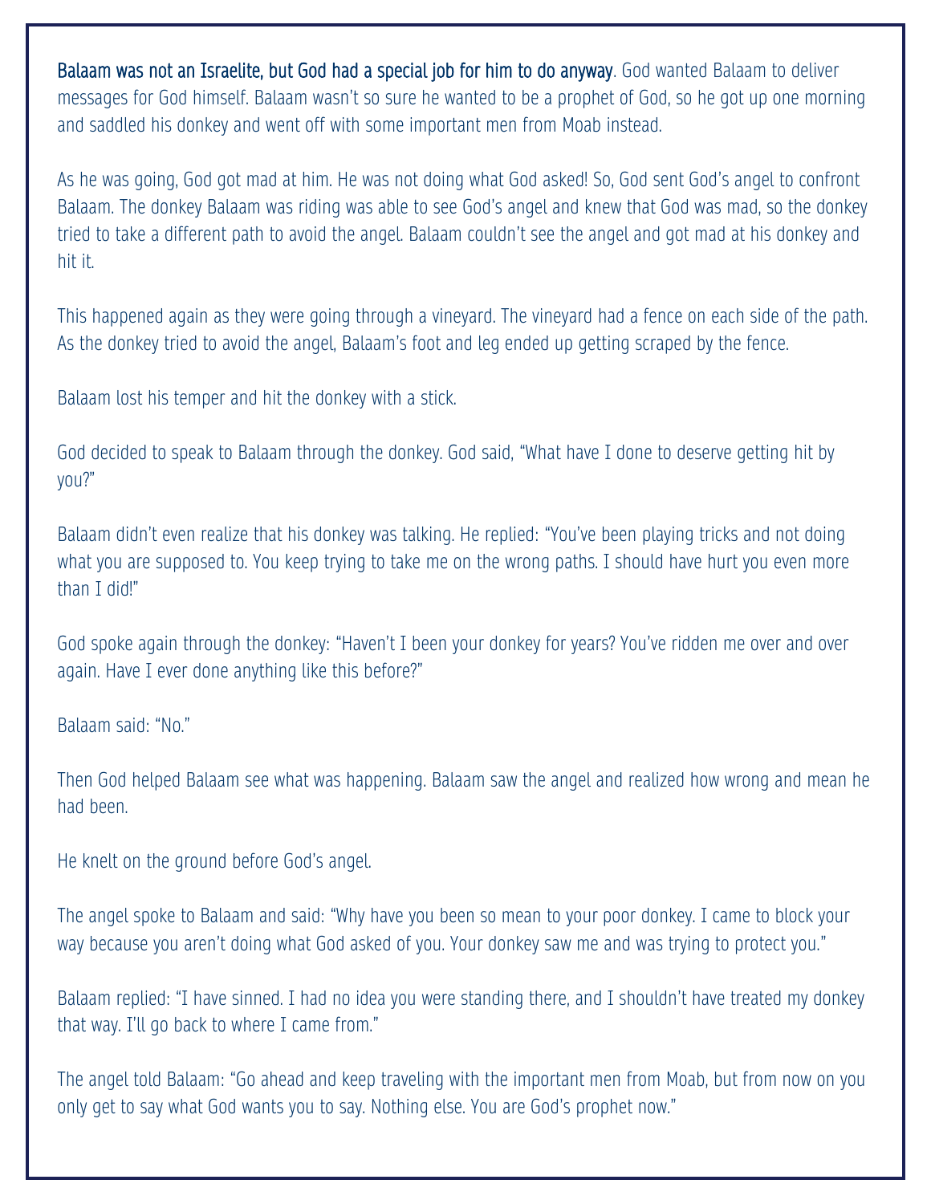**Balaam was not an Israelite, but God had a special job for him to do anyway**. God wanted Balaam to deliver messages for God himself. Balaam wasn't so sure he wanted to be a prophet of God, so he got up one morning and saddled his donkey and went off with some important men from Moab instead.

As he was going, God got mad at him. He was not doing what God asked! So, God sent God's angel to confront Balaam. The donkey Balaam was riding was able to see God's angel and knew that God was mad, so the donkey tried to take a different path to avoid the angel. Balaam couldn't see the angel and got mad at his donkey and hit it.

This happened again as they were going through a vineyard. The vineyard had a fence on each side of the path. As the donkey tried to avoid the angel, Balaam's foot and leg ended up getting scraped by the fence.

Balaam lost his temper and hit the donkey with a stick.

God decided to speak to Balaam through the donkey. God said, "What have I done to deserve getting hit by you?"

Balaam didn't even realize that his donkey was talking. He replied: "You've been playing tricks and not doing what you are supposed to. You keep trying to take me on the wrong paths. I should have hurt you even more than I did!"

God spoke again through the donkey: "Haven't I been your donkey for years? You've ridden me over and over again. Have I ever done anything like this before?"

Balaam said: "No."

Then God helped Balaam see what was happening. Balaam saw the angel and realized how wrong and mean he had been.

He knelt on the ground before God's angel.

The angel spoke to Balaam and said: "Why have you been so mean to your poor donkey. I came to block your way because you aren't doing what God asked of you. Your donkey saw me and was trying to protect you."

Balaam replied: "I have sinned. I had no idea you were standing there, and I shouldn't have treated my donkey that way. I'll go back to where I came from."

The angel told Balaam: "Go ahead and keep traveling with the important men from Moab, but from now on you only get to say what God wants you to say. Nothing else. You are God's prophet now."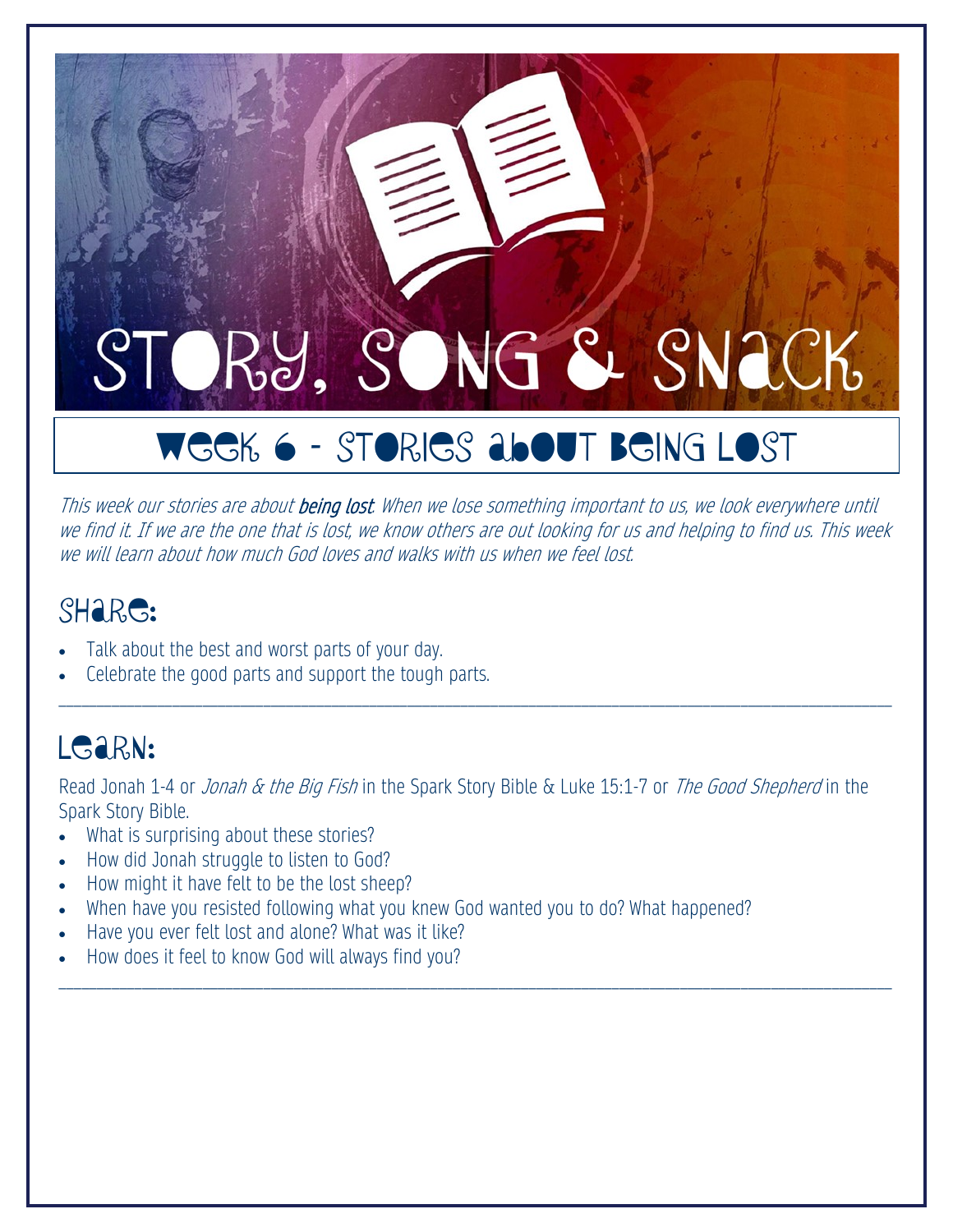# Story, Song & Snack

## Week 6 - Stories about Being Lost

*This week our stories are about* ***being lost****. When we lose something important to us, we look everywhere until we find it. If we are the one that is lost, we know others are out looking for us and helping to find us. This week we will learn about how much God loves and walks with us when we feel lost.*

## Share:

- Talk about the best and worst parts of your day.
- Celebrate the good parts and support the tough parts.

---

## Learn:

Read Jonah 1-4 or *Jonah & the Big Fish* in the Spark Story Bible & Luke 15:1-7 or *The Good Shepherd* in the Spark Story Bible.

- What is surprising about these stories?
- How did Jonah struggle to listen to God?
- How might it have felt to be the lost sheep?
- When have you resisted following what you knew God wanted you to do? What happened?
- Have you ever felt lost and alone? What was it like?
- How does it feel to know God will always find you?

---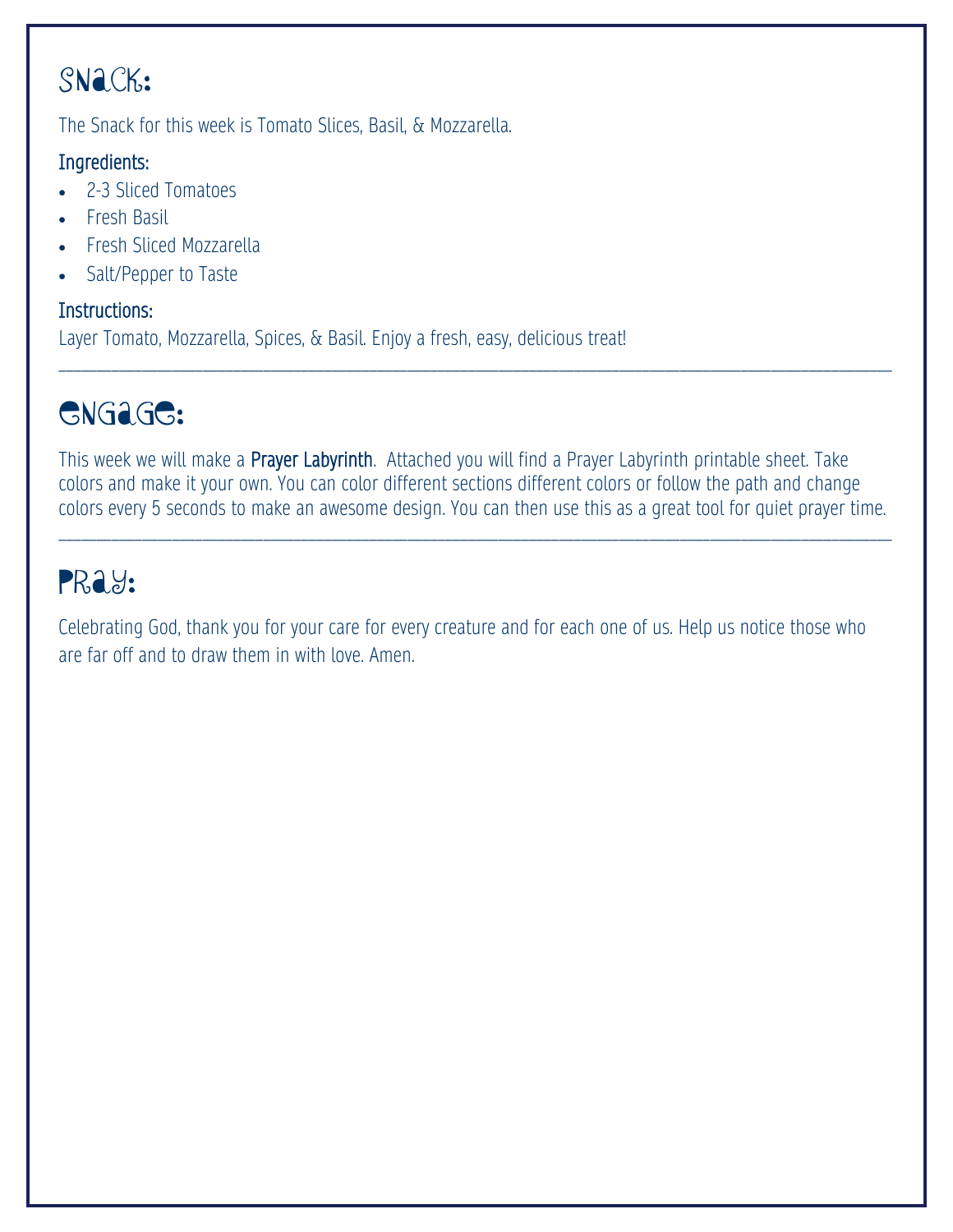## Snack:

The Snack for this week is Tomato Slices, Basil, & Mozzarella.

### Ingredients:

- 2-3 Sliced Tomatoes
- Fresh Basil
- Fresh Sliced Mozzarella
- Salt/Pepper to Taste

### Instructions:

Layer Tomato, Mozzarella, Spices, & Basil. Enjoy a fresh, easy, delicious treat!

---

## Engage:

This week we will make a **Prayer Labyrinth**. Attached you will find a Prayer Labyrinth printable sheet. Take colors and make it your own. You can color different sections different colors or follow the path and change colors every 5 seconds to make an awesome design. You can then use this as a great tool for quiet prayer time.

---

## Pray:

Celebrating God, thank you for your care for every creature and for each one of us. Help us notice those who are far off and to draw them in with love. Amen.